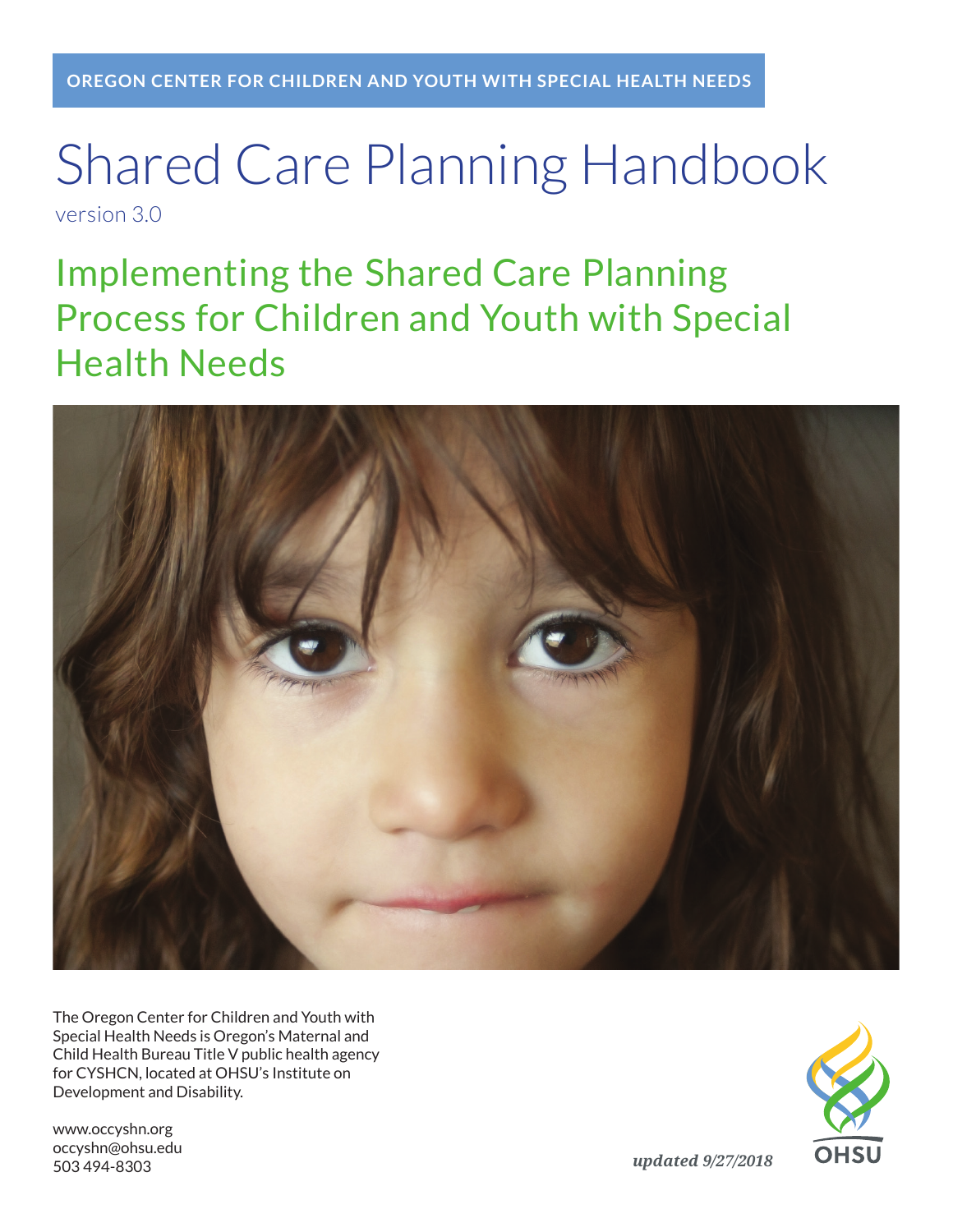OREGON CENTER FOR CHILDREN AND YOUTH WITH SPECIAL HEALTH NEEDS

# Shared Care Planning Handbook

version 3.0

## Implementing the Shared Care Planning Process for Children and Youth with Special Health Needs

The Oregon Center for Children and Youth with Special Health Needs is Oregon's Maternal and Child Health Bureau Title V public health agency for CYSHCN, located at OHSU's Institute on Development and Disability.

www.occyshn.org
occyshn@ohsu.edu
503 494-8303

*updated 9/27/2018*

OHSU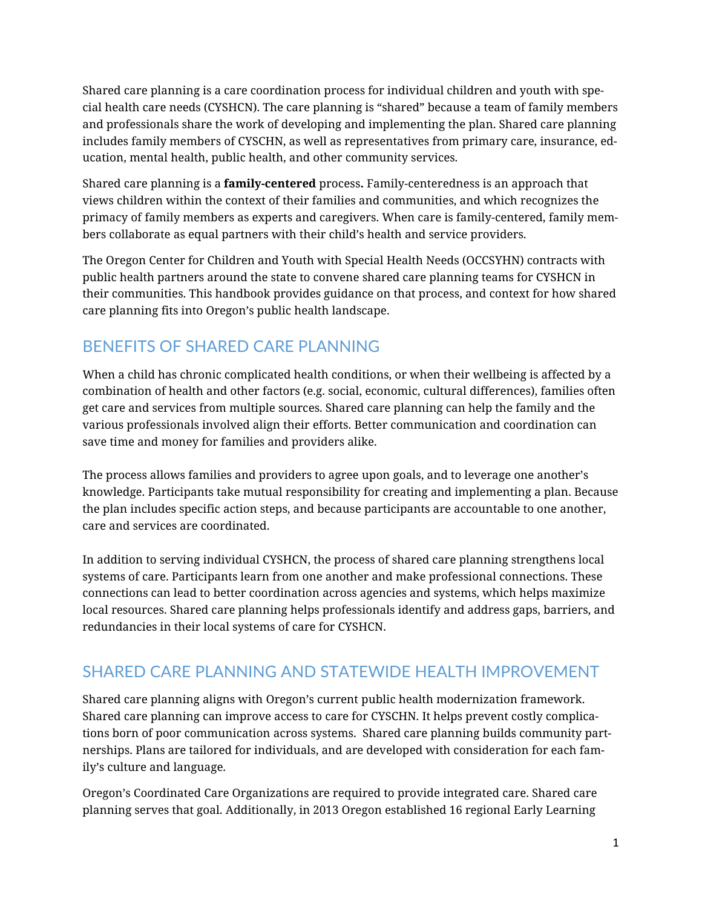Shared care planning is a care coordination process for individual children and youth with special health care needs (CYSHCN). The care planning is "shared" because a team of family members and professionals share the work of developing and implementing the plan. Shared care planning includes family members of CYSCHN, as well as representatives from primary care, insurance, education, mental health, public health, and other community services.

Shared care planning is a **family-centered** process**.** Family-centeredness is an approach that views children within the context of their families and communities, and which recognizes the primacy of family members as experts and caregivers. When care is family-centered, family members collaborate as equal partners with their child's health and service providers.

The Oregon Center for Children and Youth with Special Health Needs (OCCSYHN) contracts with public health partners around the state to convene shared care planning teams for CYSHCN in their communities. This handbook provides guidance on that process, and context for how shared care planning fits into Oregon's public health landscape.

## BENEFITS OF SHARED CARE PLANNING

When a child has chronic complicated health conditions, or when their wellbeing is affected by a combination of health and other factors (e.g. social, economic, cultural differences), families often get care and services from multiple sources. Shared care planning can help the family and the various professionals involved align their efforts. Better communication and coordination can save time and money for families and providers alike.

The process allows families and providers to agree upon goals, and to leverage one another's knowledge. Participants take mutual responsibility for creating and implementing a plan. Because the plan includes specific action steps, and because participants are accountable to one another, care and services are coordinated.

In addition to serving individual CYSHCN, the process of shared care planning strengthens local systems of care. Participants learn from one another and make professional connections. These connections can lead to better coordination across agencies and systems, which helps maximize local resources. Shared care planning helps professionals identify and address gaps, barriers, and redundancies in their local systems of care for CYSHCN.

## SHARED CARE PLANNING AND STATEWIDE HEALTH IMPROVEMENT

Shared care planning aligns with Oregon's current public health modernization framework. Shared care planning can improve access to care for CYSCHN. It helps prevent costly complications born of poor communication across systems. Shared care planning builds community partnerships. Plans are tailored for individuals, and are developed with consideration for each family's culture and language.

Oregon's Coordinated Care Organizations are required to provide integrated care. Shared care planning serves that goal. Additionally, in 2013 Oregon established 16 regional Early Learning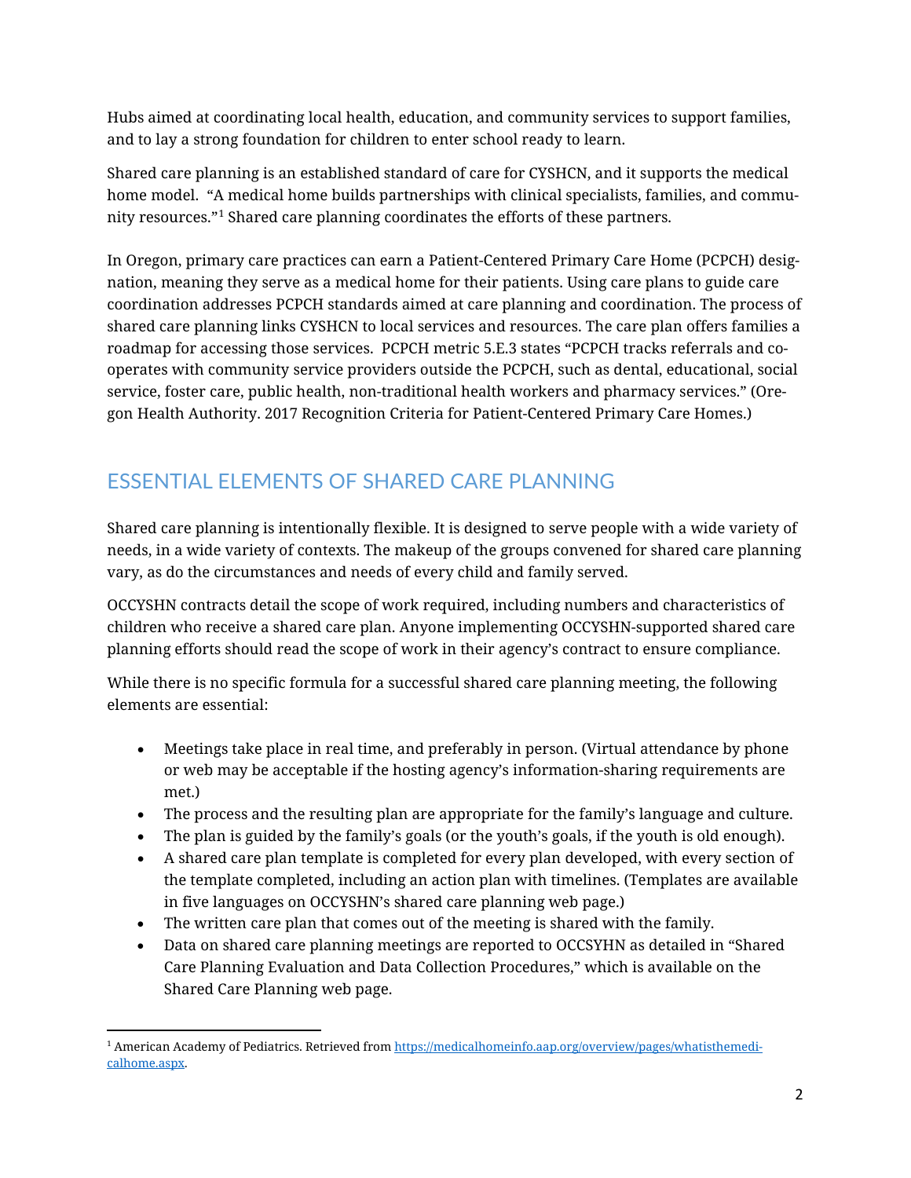Hubs aimed at coordinating local health, education, and community services to support families, and to lay a strong foundation for children to enter school ready to learn.

Shared care planning is an established standard of care for CYSHCN, and it supports the medical home model. "A medical home builds partnerships with clinical specialists, families, and community resources."[1] Shared care planning coordinates the efforts of these partners.

In Oregon, primary care practices can earn a Patient-Centered Primary Care Home (PCPCH) designation, meaning they serve as a medical home for their patients. Using care plans to guide care coordination addresses PCPCH standards aimed at care planning and coordination. The process of shared care planning links CYSHCN to local services and resources. The care plan offers families a roadmap for accessing those services. PCPCH metric 5.E.3 states "PCPCH tracks referrals and cooperates with community service providers outside the PCPCH, such as dental, educational, social service, foster care, public health, non-traditional health workers and pharmacy services." (Oregon Health Authority. 2017 Recognition Criteria for Patient-Centered Primary Care Homes.)

## ESSENTIAL ELEMENTS OF SHARED CARE PLANNING

Shared care planning is intentionally flexible. It is designed to serve people with a wide variety of needs, in a wide variety of contexts. The makeup of the groups convened for shared care planning vary, as do the circumstances and needs of every child and family served.

OCCYSHN contracts detail the scope of work required, including numbers and characteristics of children who receive a shared care plan. Anyone implementing OCCYSHN-supported shared care planning efforts should read the scope of work in their agency's contract to ensure compliance.

While there is no specific formula for a successful shared care planning meeting, the following elements are essential:

- Meetings take place in real time, and preferably in person. (Virtual attendance by phone or web may be acceptable if the hosting agency's information-sharing requirements are met.)
- The process and the resulting plan are appropriate for the family's language and culture.
- The plan is guided by the family's goals (or the youth's goals, if the youth is old enough).
- A shared care plan template is completed for every plan developed, with every section of the template completed, including an action plan with timelines. (Templates are available in five languages on OCCYSHN's shared care planning web page.)
- The written care plan that comes out of the meeting is shared with the family.
- Data on shared care planning meetings are reported to OCCSYHN as detailed in "Shared Care Planning Evaluation and Data Collection Procedures," which is available on the Shared Care Planning web page.

[1] American Academy of Pediatrics. Retrieved from https://medicalhomeinfo.aap.org/overview/pages/whatisthemedicalhome.aspx.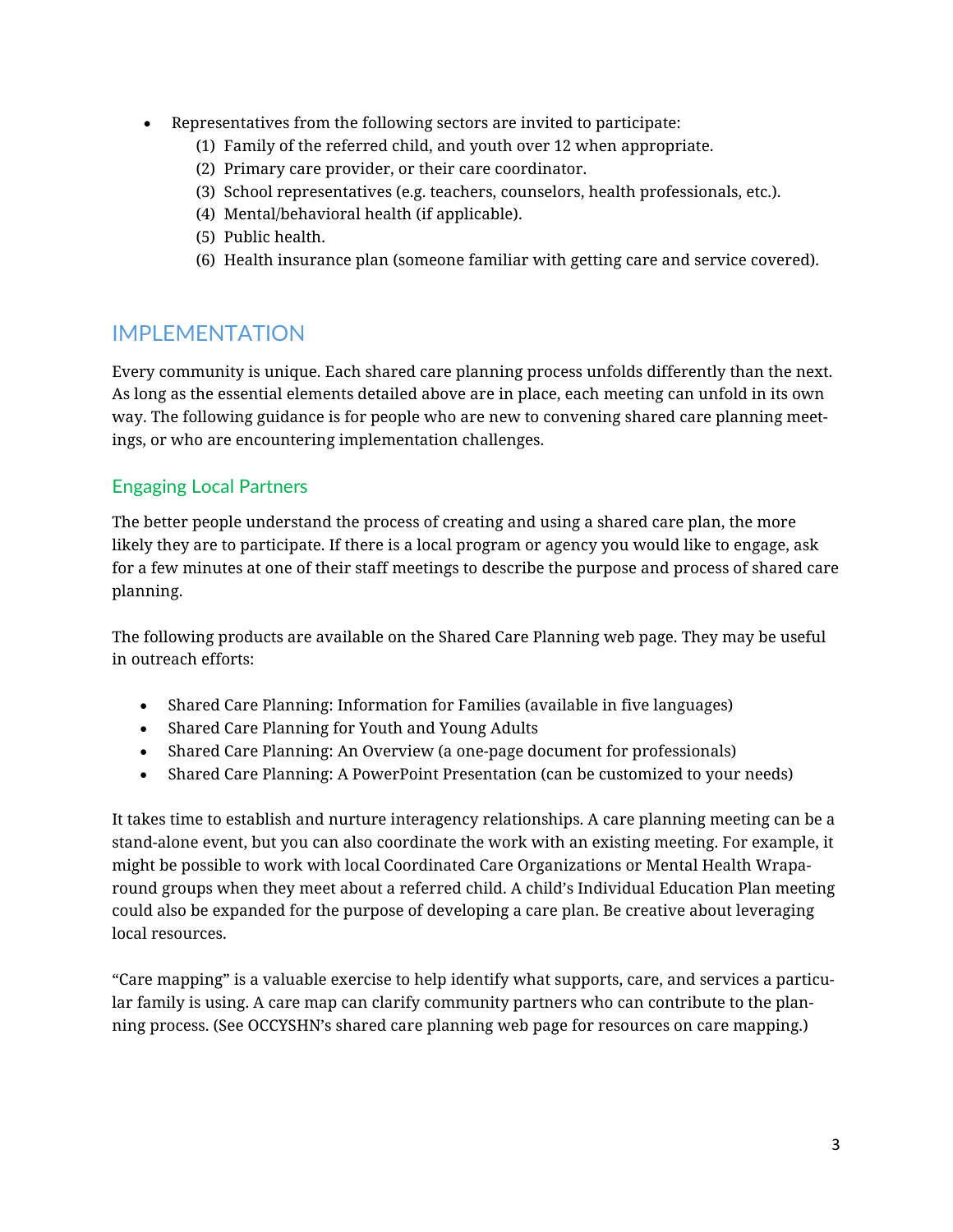- Representatives from the following sectors are invited to participate:
    (1) Family of the referred child, and youth over 12 when appropriate.
    (2) Primary care provider, or their care coordinator.
    (3) School representatives (e.g. teachers, counselors, health professionals, etc.).
    (4) Mental/behavioral health (if applicable).
    (5) Public health.
    (6) Health insurance plan (someone familiar with getting care and service covered).

## IMPLEMENTATION

Every community is unique. Each shared care planning process unfolds differently than the next. As long as the essential elements detailed above are in place, each meeting can unfold in its own way. The following guidance is for people who are new to convening shared care planning meetings, or who are encountering implementation challenges.

### Engaging Local Partners

The better people understand the process of creating and using a shared care plan, the more likely they are to participate. If there is a local program or agency you would like to engage, ask for a few minutes at one of their staff meetings to describe the purpose and process of shared care planning.

The following products are available on the Shared Care Planning web page. They may be useful in outreach efforts:

- Shared Care Planning: Information for Families (available in five languages)
- Shared Care Planning for Youth and Young Adults
- Shared Care Planning: An Overview (a one-page document for professionals)
- Shared Care Planning: A PowerPoint Presentation (can be customized to your needs)

It takes time to establish and nurture interagency relationships. A care planning meeting can be a stand-alone event, but you can also coordinate the work with an existing meeting. For example, it might be possible to work with local Coordinated Care Organizations or Mental Health Wraparound groups when they meet about a referred child. A child's Individual Education Plan meeting could also be expanded for the purpose of developing a care plan. Be creative about leveraging local resources.

"Care mapping" is a valuable exercise to help identify what supports, care, and services a particular family is using. A care map can clarify community partners who can contribute to the planning process. (See OCCYSHN's shared care planning web page for resources on care mapping.)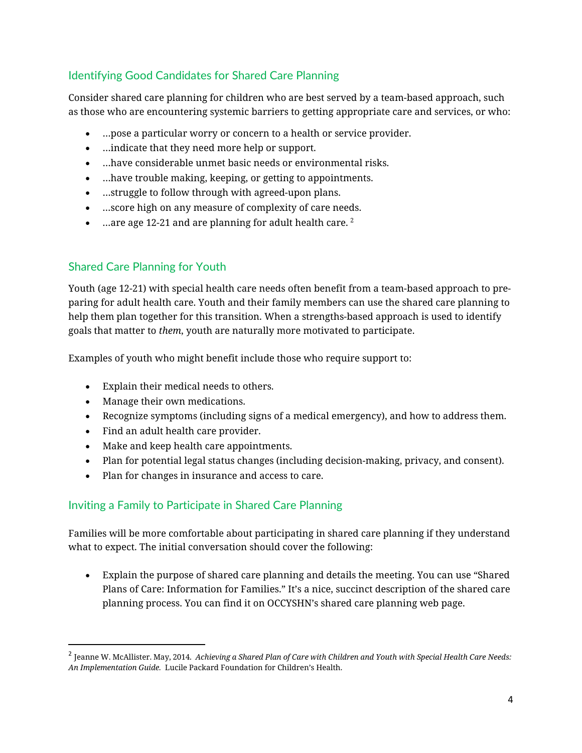## Identifying Good Candidates for Shared Care Planning

Consider shared care planning for children who are best served by a team-based approach, such as those who are encountering systemic barriers to getting appropriate care and services, or who:

- …pose a particular worry or concern to a health or service provider.
- …indicate that they need more help or support.
- …have considerable unmet basic needs or environmental risks.
- …have trouble making, keeping, or getting to appointments.
- …struggle to follow through with agreed-upon plans.
- …score high on any measure of complexity of care needs.
- …are age 12-21 and are planning for adult health care. [2]

## Shared Care Planning for Youth

Youth (age 12-21) with special health care needs often benefit from a team-based approach to preparing for adult health care. Youth and their family members can use the shared care planning to help them plan together for this transition. When a strengths-based approach is used to identify goals that matter to *them*, youth are naturally more motivated to participate.

Examples of youth who might benefit include those who require support to:

- Explain their medical needs to others.
- Manage their own medications.
- Recognize symptoms (including signs of a medical emergency), and how to address them.
- Find an adult health care provider.
- Make and keep health care appointments.
- Plan for potential legal status changes (including decision-making, privacy, and consent).
- Plan for changes in insurance and access to care.

## Inviting a Family to Participate in Shared Care Planning

Families will be more comfortable about participating in shared care planning if they understand what to expect. The initial conversation should cover the following:

- Explain the purpose of shared care planning and details the meeting. You can use "Shared Plans of Care: Information for Families." It's a nice, succinct description of the shared care planning process. You can find it on OCCYSHN's shared care planning web page.

---

[2] Jeanne W. McAllister. May, 2014. *Achieving a Shared Plan of Care with Children and Youth with Special Health Care Needs: An Implementation Guide.* Lucile Packard Foundation for Children's Health.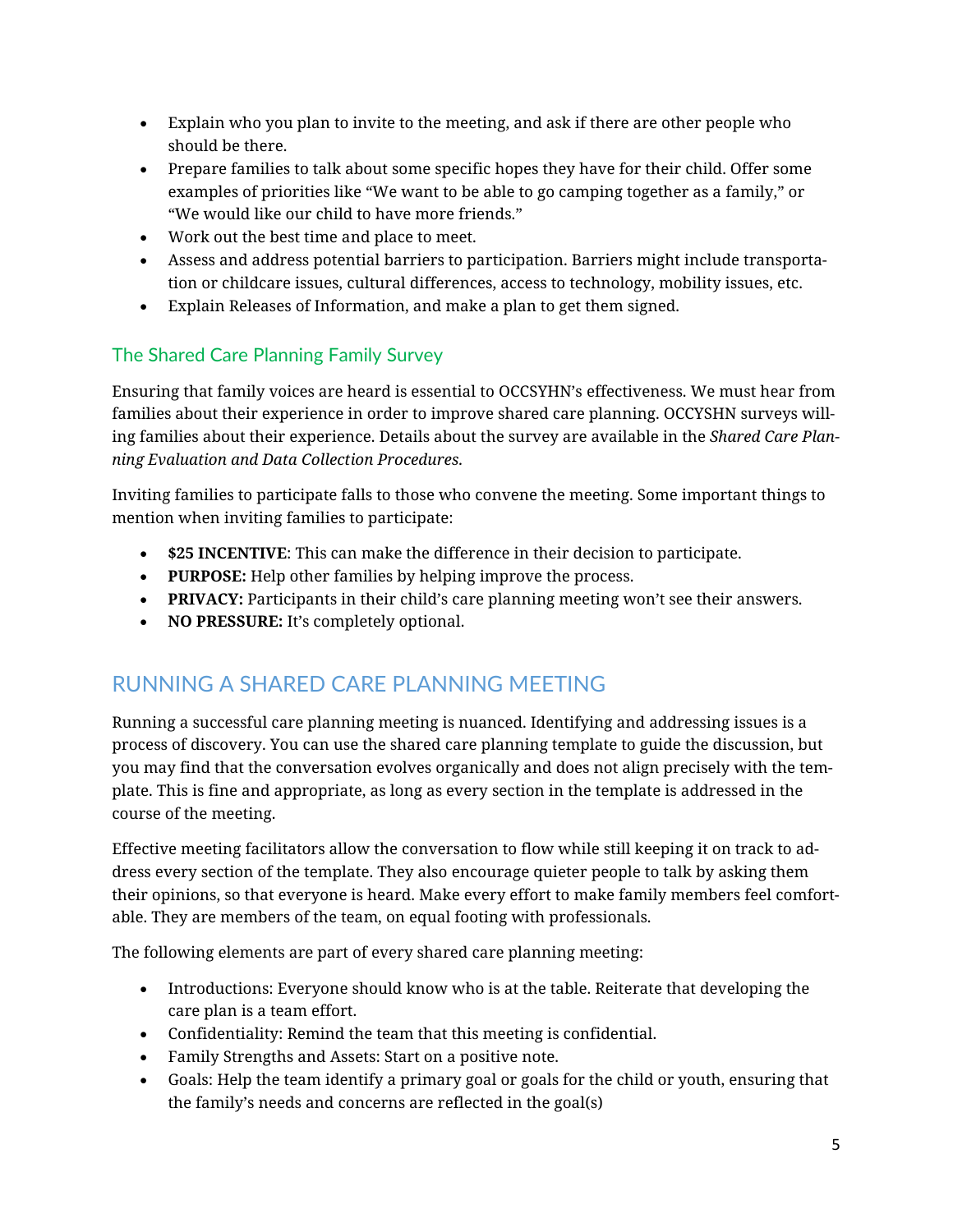- Explain who you plan to invite to the meeting, and ask if there are other people who should be there.
- Prepare families to talk about some specific hopes they have for their child. Offer some examples of priorities like "We want to be able to go camping together as a family," or "We would like our child to have more friends."
- Work out the best time and place to meet.
- Assess and address potential barriers to participation. Barriers might include transportation or childcare issues, cultural differences, access to technology, mobility issues, etc.
- Explain Releases of Information, and make a plan to get them signed.

### The Shared Care Planning Family Survey

Ensuring that family voices are heard is essential to OCCSYHN's effectiveness. We must hear from families about their experience in order to improve shared care planning. OCCYSHN surveys willing families about their experience. Details about the survey are available in the *Shared Care Planning Evaluation and Data Collection Procedures*.

Inviting families to participate falls to those who convene the meeting. Some important things to mention when inviting families to participate:

- **$25 INCENTIVE**: This can make the difference in their decision to participate.
- **PURPOSE:** Help other families by helping improve the process.
- **PRIVACY:** Participants in their child's care planning meeting won't see their answers.
- **NO PRESSURE:** It's completely optional.

## RUNNING A SHARED CARE PLANNING MEETING

Running a successful care planning meeting is nuanced. Identifying and addressing issues is a process of discovery. You can use the shared care planning template to guide the discussion, but you may find that the conversation evolves organically and does not align precisely with the template. This is fine and appropriate, as long as every section in the template is addressed in the course of the meeting.

Effective meeting facilitators allow the conversation to flow while still keeping it on track to address every section of the template. They also encourage quieter people to talk by asking them their opinions, so that everyone is heard. Make every effort to make family members feel comfortable. They are members of the team, on equal footing with professionals.

The following elements are part of every shared care planning meeting:

- Introductions: Everyone should know who is at the table. Reiterate that developing the care plan is a team effort.
- Confidentiality: Remind the team that this meeting is confidential.
- Family Strengths and Assets: Start on a positive note.
- Goals: Help the team identify a primary goal or goals for the child or youth, ensuring that the family's needs and concerns are reflected in the goal(s)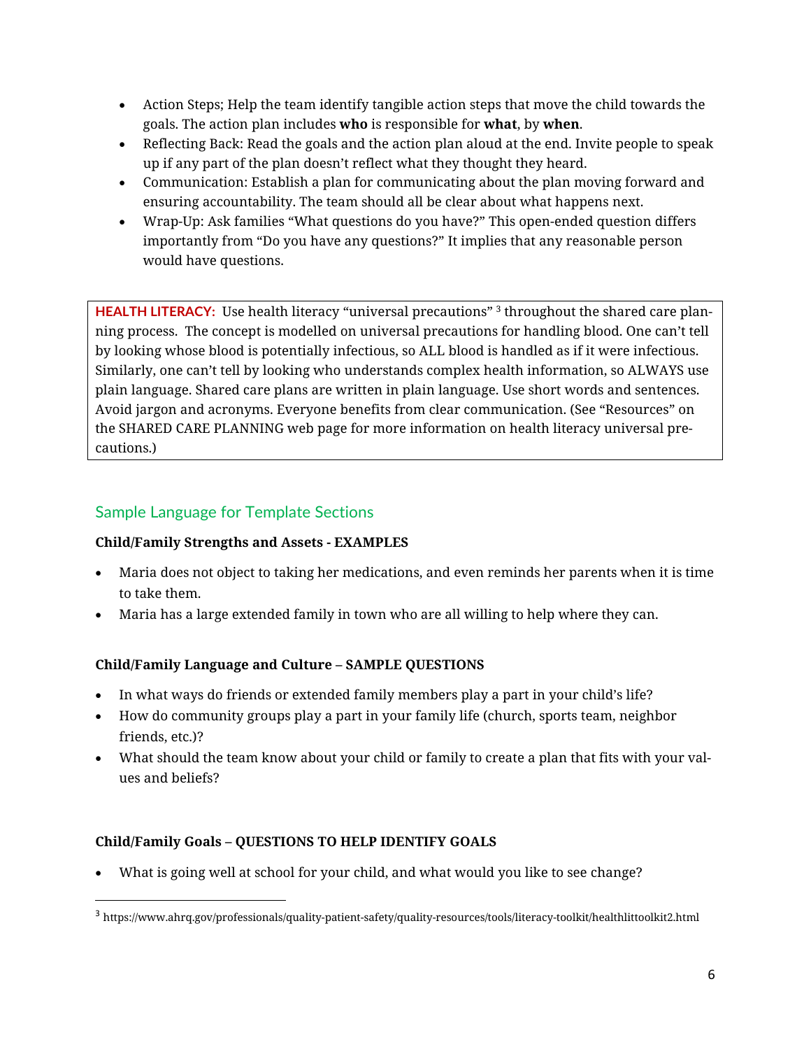- Action Steps; Help the team identify tangible action steps that move the child towards the goals. The action plan includes **who** is responsible for **what**, by **when**.
- Reflecting Back: Read the goals and the action plan aloud at the end. Invite people to speak up if any part of the plan doesn't reflect what they thought they heard.
- Communication: Establish a plan for communicating about the plan moving forward and ensuring accountability. The team should all be clear about what happens next.
- Wrap-Up: Ask families "What questions do you have?" This open-ended question differs importantly from "Do you have any questions?" It implies that any reasonable person would have questions.

> **HEALTH LITERACY:** Use health literacy "universal precautions" [3] throughout the shared care planning process. The concept is modelled on universal precautions for handling blood. One can't tell by looking whose blood is potentially infectious, so ALL blood is handled as if it were infectious. Similarly, one can't tell by looking who understands complex health information, so ALWAYS use plain language. Shared care plans are written in plain language. Use short words and sentences. Avoid jargon and acronyms. Everyone benefits from clear communication. (See "Resources" on the SHARED CARE PLANNING web page for more information on health literacy universal precautions.)

## Sample Language for Template Sections

**Child/Family Strengths and Assets - EXAMPLES**

- Maria does not object to taking her medications, and even reminds her parents when it is time to take them.
- Maria has a large extended family in town who are all willing to help where they can.

**Child/Family Language and Culture – SAMPLE QUESTIONS**

- In what ways do friends or extended family members play a part in your child's life?
- How do community groups play a part in your family life (church, sports team, neighbor friends, etc.)?
- What should the team know about your child or family to create a plan that fits with your values and beliefs?

**Child/Family Goals – QUESTIONS TO HELP IDENTIFY GOALS**

- What is going well at school for your child, and what would you like to see change?

---

[3] https://www.ahrq.gov/professionals/quality-patient-safety/quality-resources/tools/literacy-toolkit/healthlittoolkit2.html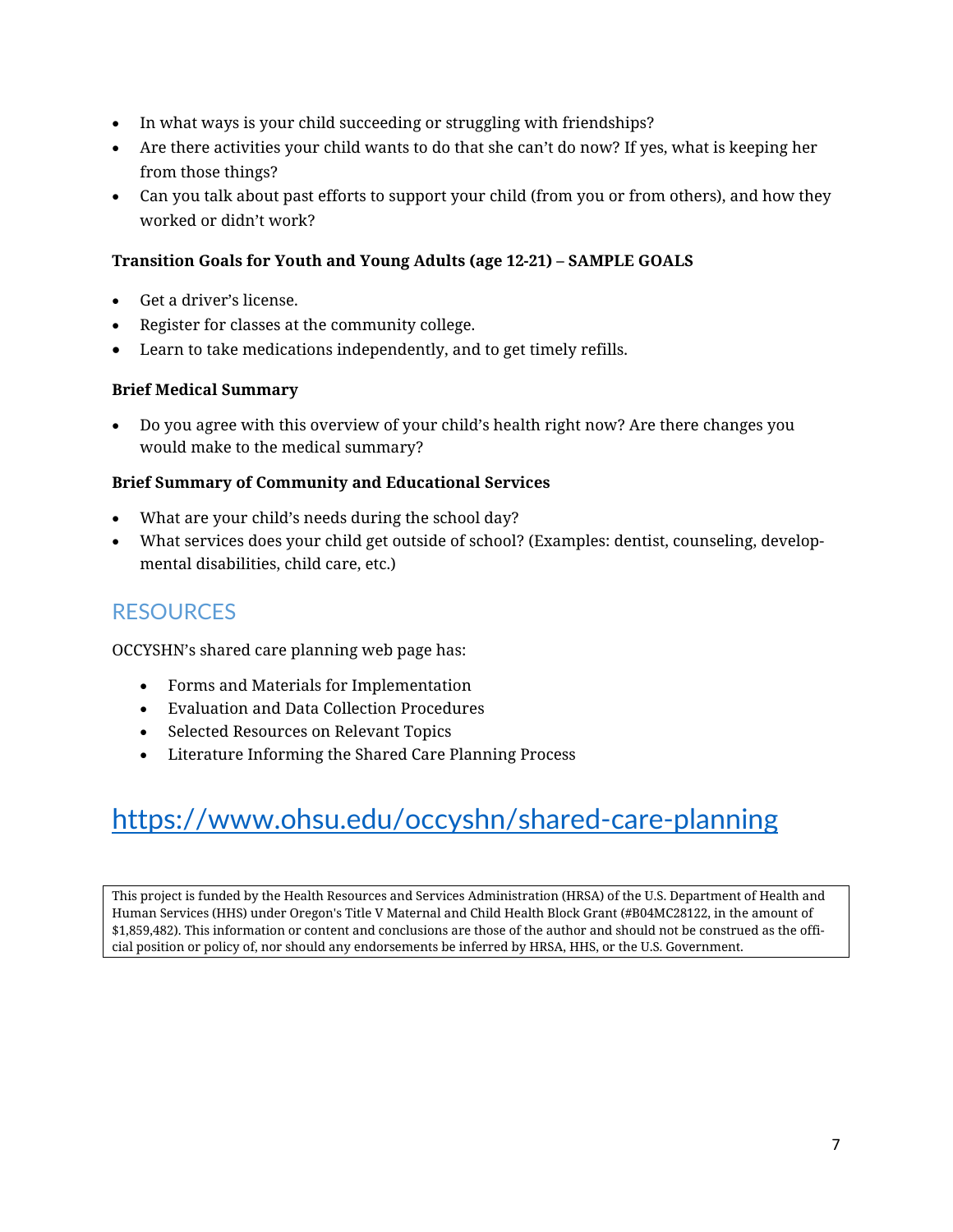- In what ways is your child succeeding or struggling with friendships?
- Are there activities your child wants to do that she can't do now? If yes, what is keeping her from those things?
- Can you talk about past efforts to support your child (from you or from others), and how they worked or didn't work?

**Transition Goals for Youth and Young Adults (age 12-21) – SAMPLE GOALS**

- Get a driver's license.
- Register for classes at the community college.
- Learn to take medications independently, and to get timely refills.

**Brief Medical Summary**

- Do you agree with this overview of your child's health right now? Are there changes you would make to the medical summary?

**Brief Summary of Community and Educational Services**

- What are your child's needs during the school day?
- What services does your child get outside of school? (Examples: dentist, counseling, developmental disabilities, child care, etc.)

## RESOURCES

OCCYSHN's shared care planning web page has:

- Forms and Materials for Implementation
- Evaluation and Data Collection Procedures
- Selected Resources on Relevant Topics
- Literature Informing the Shared Care Planning Process

## https://www.ohsu.edu/occyshn/shared-care-planning

This project is funded by the Health Resources and Services Administration (HRSA) of the U.S. Department of Health and Human Services (HHS) under Oregon's Title V Maternal and Child Health Block Grant (#B04MC28122, in the amount of $1,859,482). This information or content and conclusions are those of the author and should not be construed as the official position or policy of, nor should any endorsements be inferred by HRSA, HHS, or the U.S. Government.